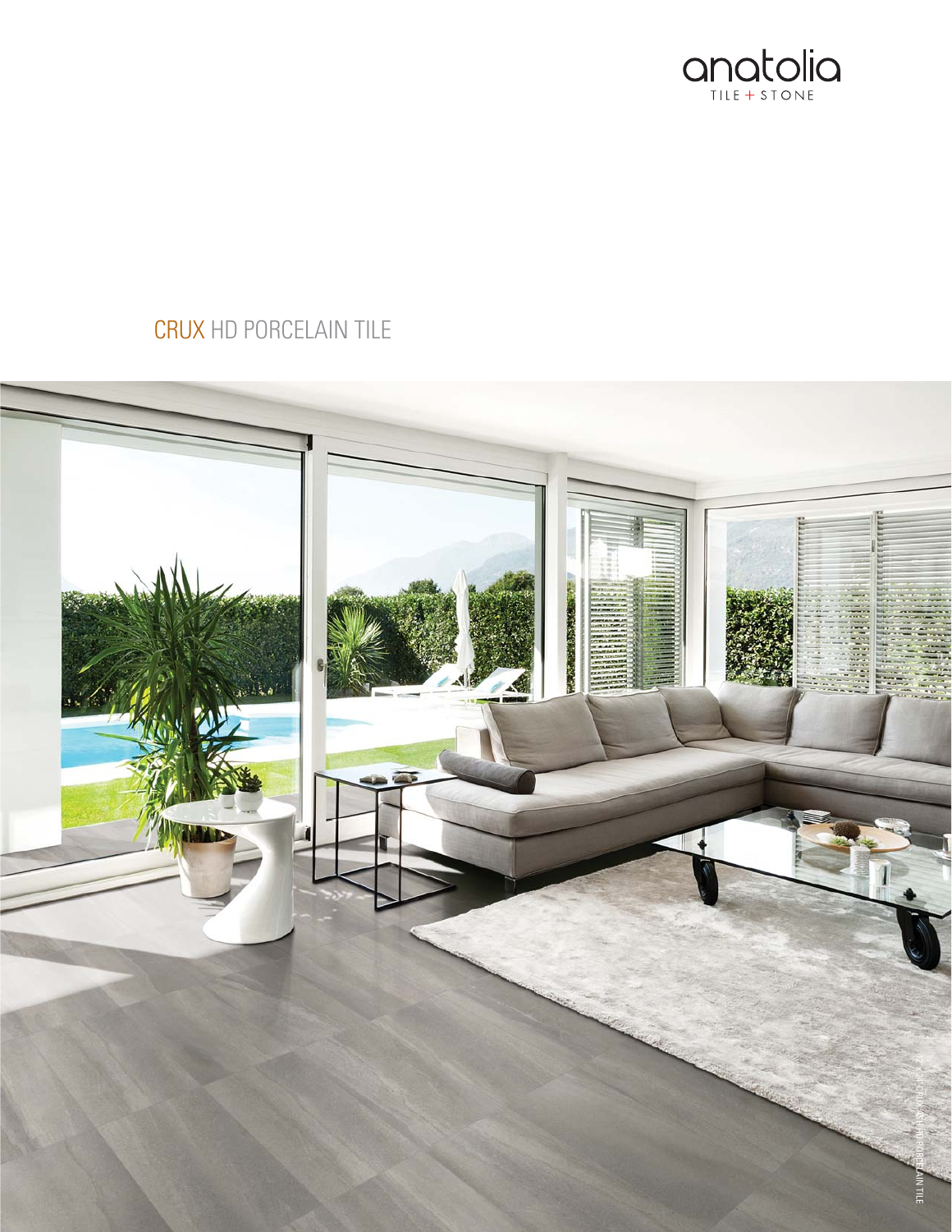anatolia

TILE + STONE

# CRUX HD PORCELAIN TILE

CRUX ASH HD PORCELAIN TILE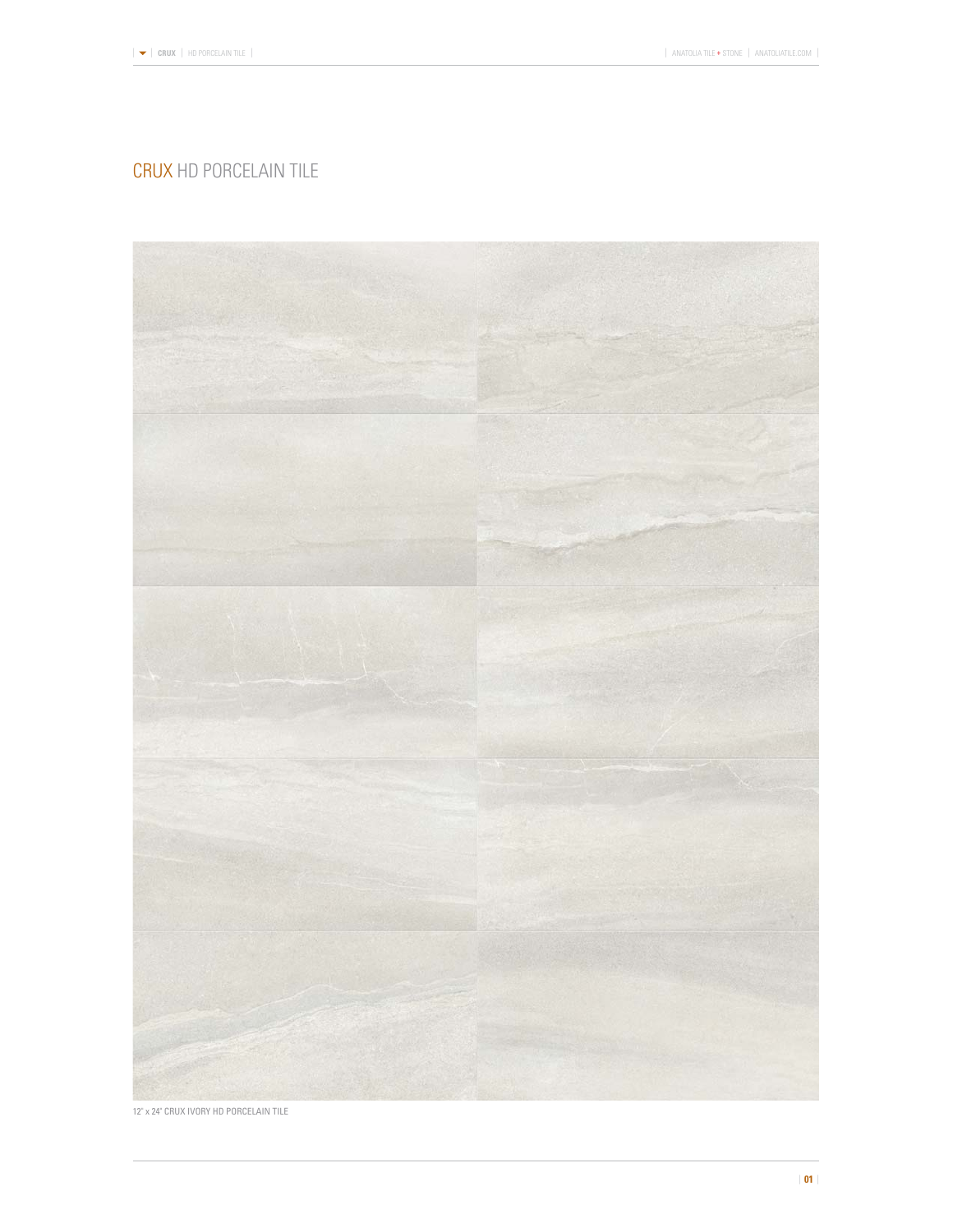# CRUX HD PORCELAIN TILE

12" x 24" CRUX IVORY HD PORCELAIN TILE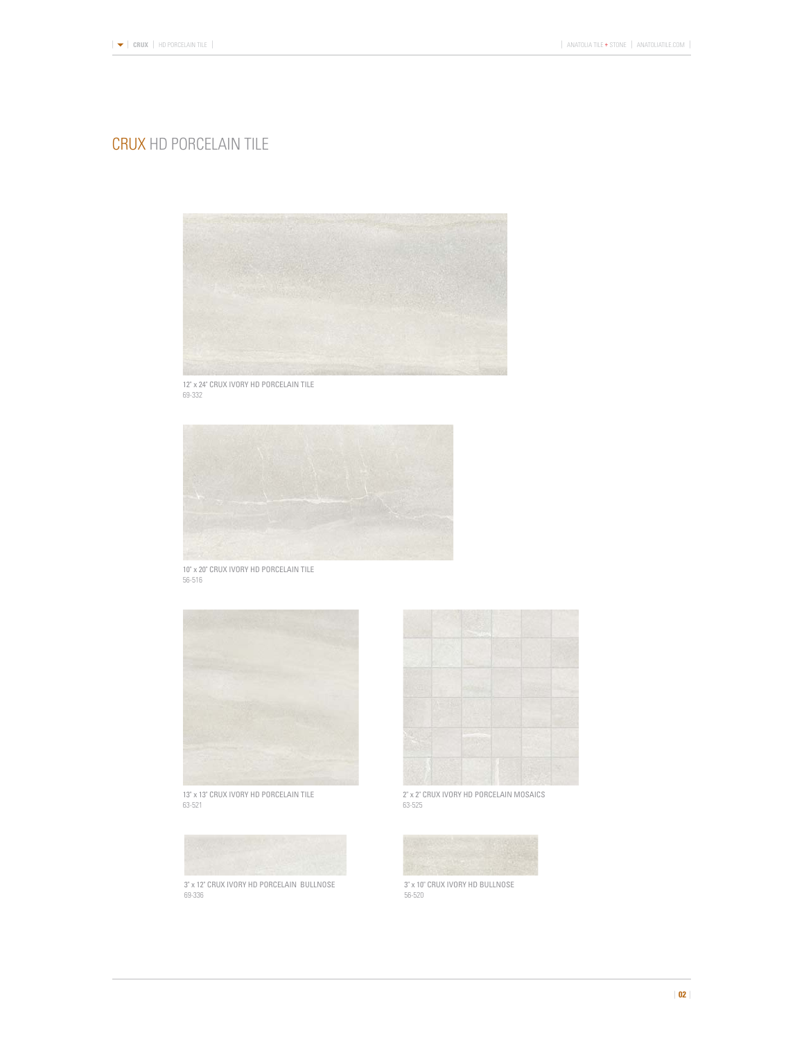# CRUX HD PORCELAIN TILE

12" x 24" CRUX IVORY HD PORCELAIN TILE
69-332

10" x 20" CRUX IVORY HD PORCELAIN TILE
56-516

13" x 13" CRUX IVORY HD PORCELAIN TILE
63-521

2" x 2" CRUX IVORY HD PORCELAIN MOSAICS
63-525

3" x 12" CRUX IVORY HD PORCELAIN BULLNOSE
69-336

3" x 10" CRUX IVORY HD BULLNOSE
56-520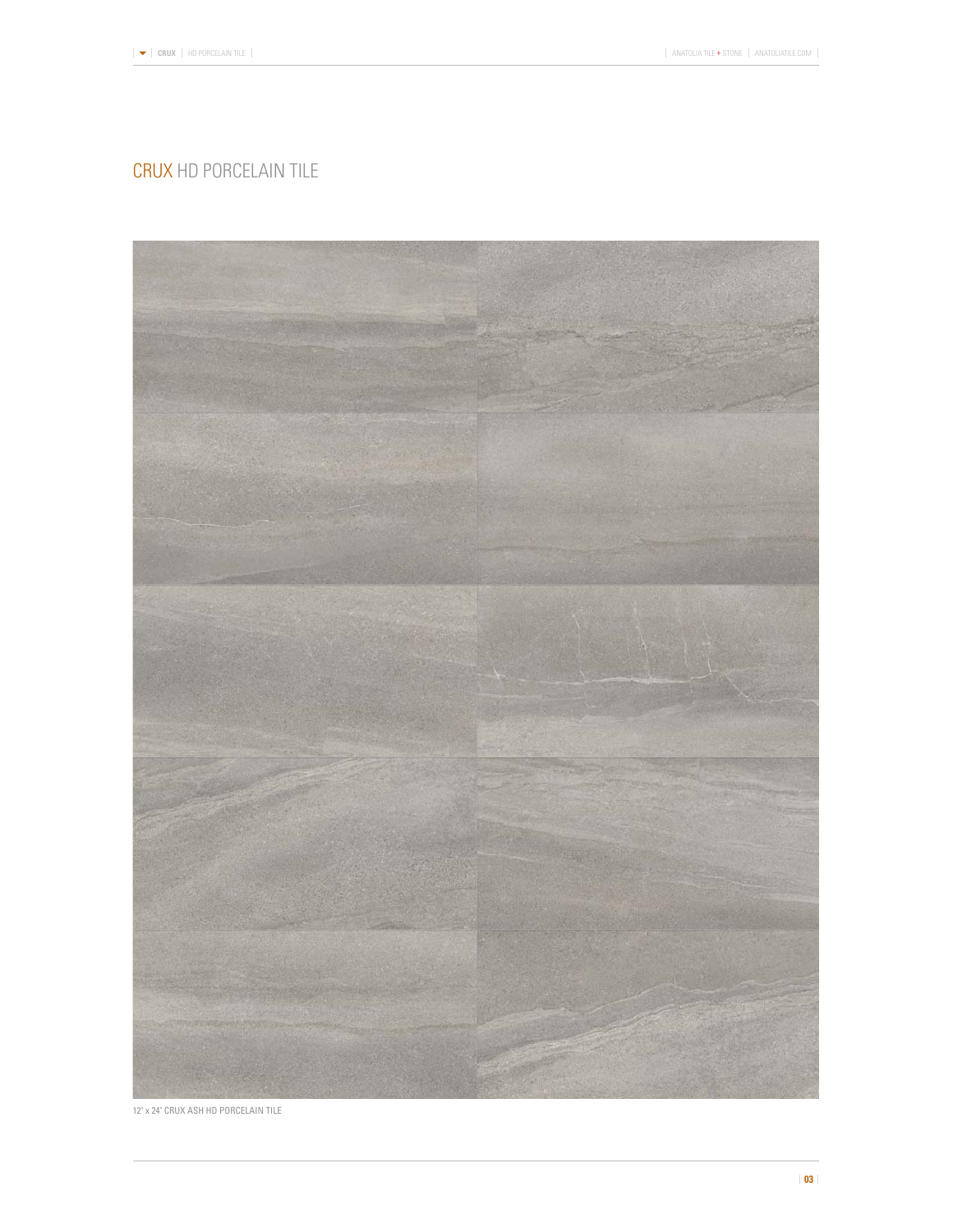# CRUX HD PORCELAIN TILE

12" x 24" CRUX ASH HD PORCELAIN TILE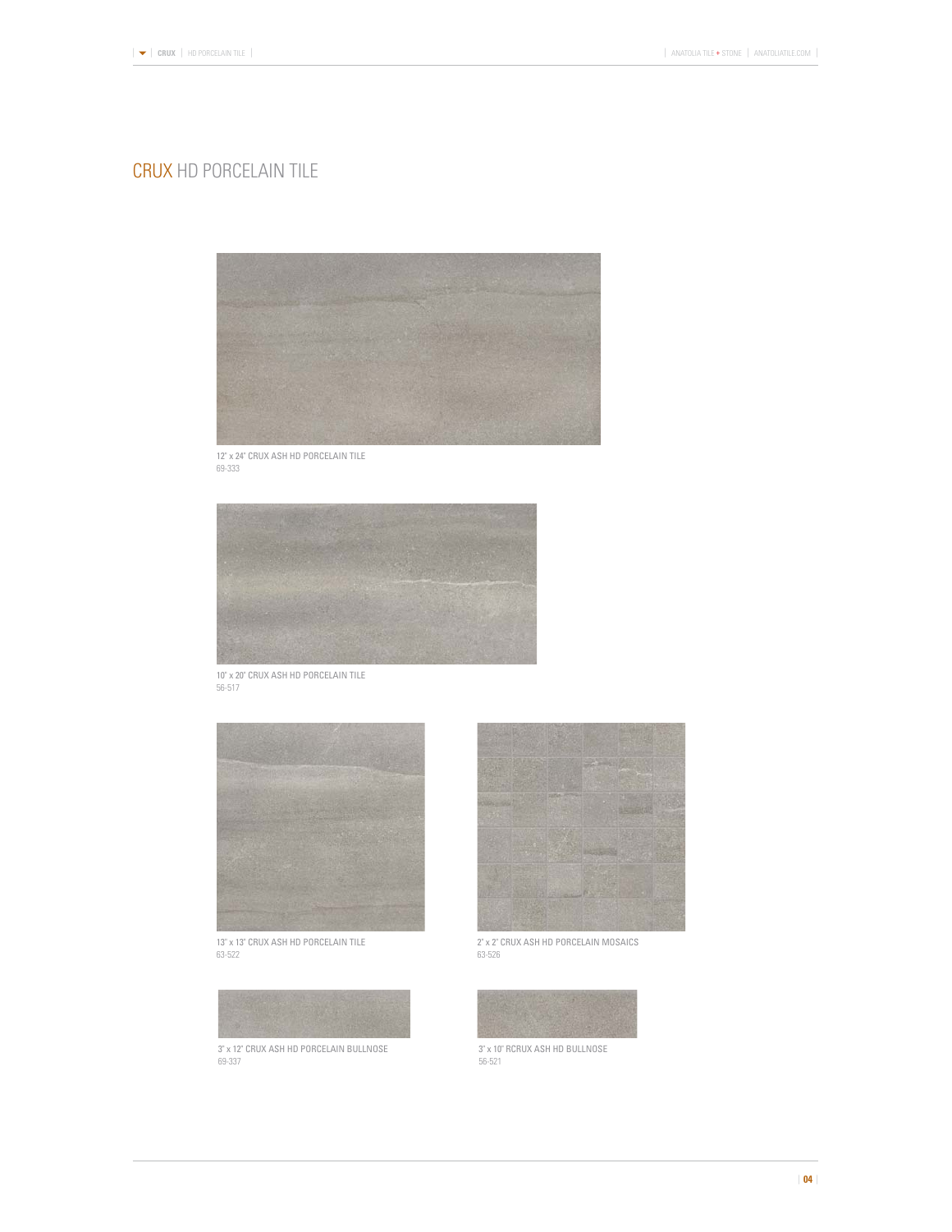# CRUX HD PORCELAIN TILE

12" x 24" CRUX ASH HD PORCELAIN TILE
69-333

10" x 20" CRUX ASH HD PORCELAIN TILE
56-517

13" x 13" CRUX ASH HD PORCELAIN TILE
63-522

2" x 2" CRUX ASH HD PORCELAIN MOSAICS
63-526

3" x 12" CRUX ASH HD PORCELAIN BULLNOSE
69-337

3" x 10" RCRUX ASH HD BULLNOSE
56-521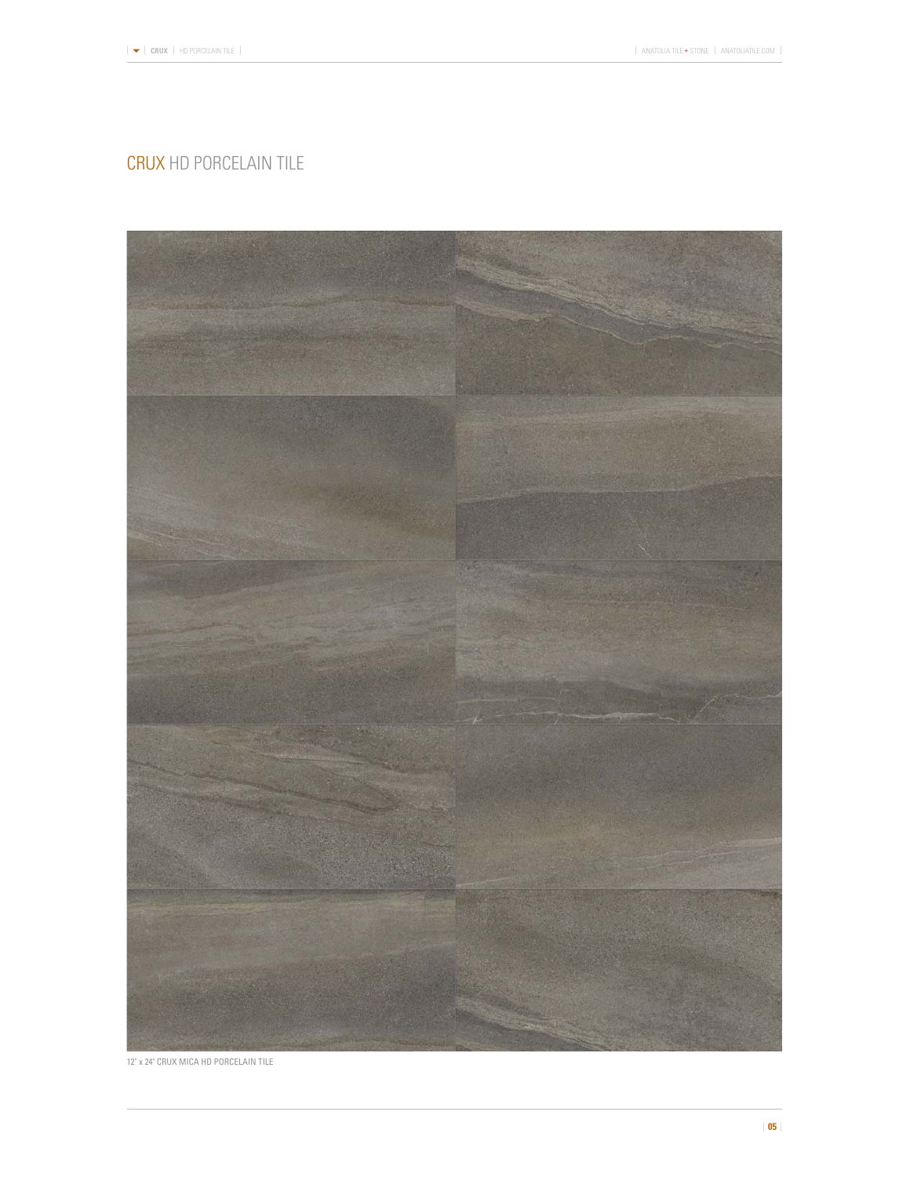# CRUX HD PORCELAIN TILE

12" x 24" CRUX MICA HD PORCELAIN TILE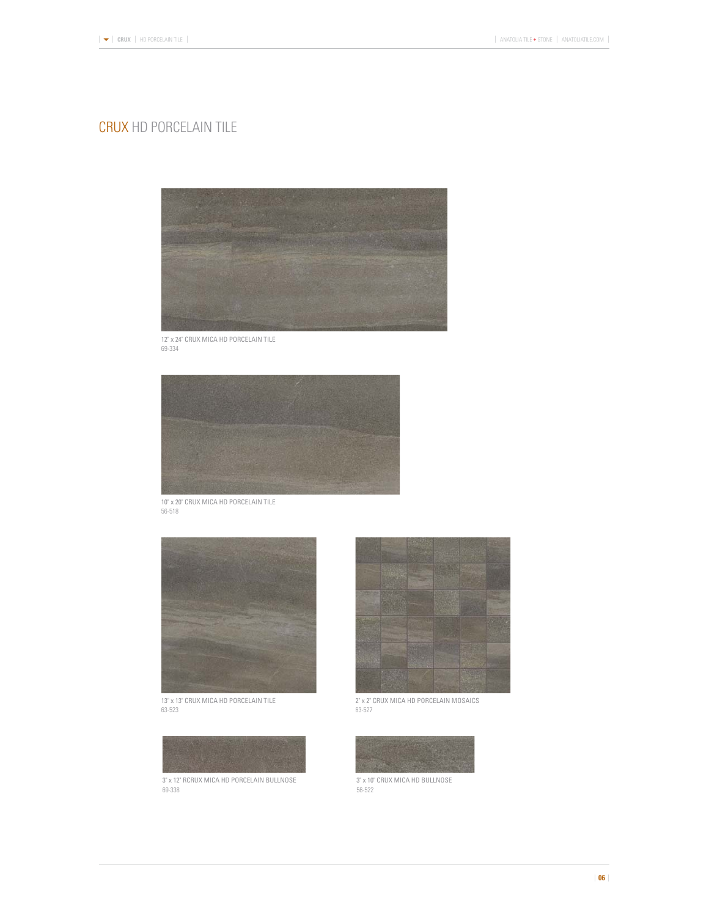# CRUX HD PORCELAIN TILE

12" x 24" CRUX MICA HD PORCELAIN TILE
69-334

10" x 20" CRUX MICA HD PORCELAIN TILE
56-518

13" x 13" CRUX MICA HD PORCELAIN TILE
63-523

2" x 2" CRUX MICA HD PORCELAIN MOSAICS
63-527

3" x 12" RCRUX MICA HD PORCELAIN BULLNOSE
69-338

3" x 10" CRUX MICA HD BULLNOSE
56-522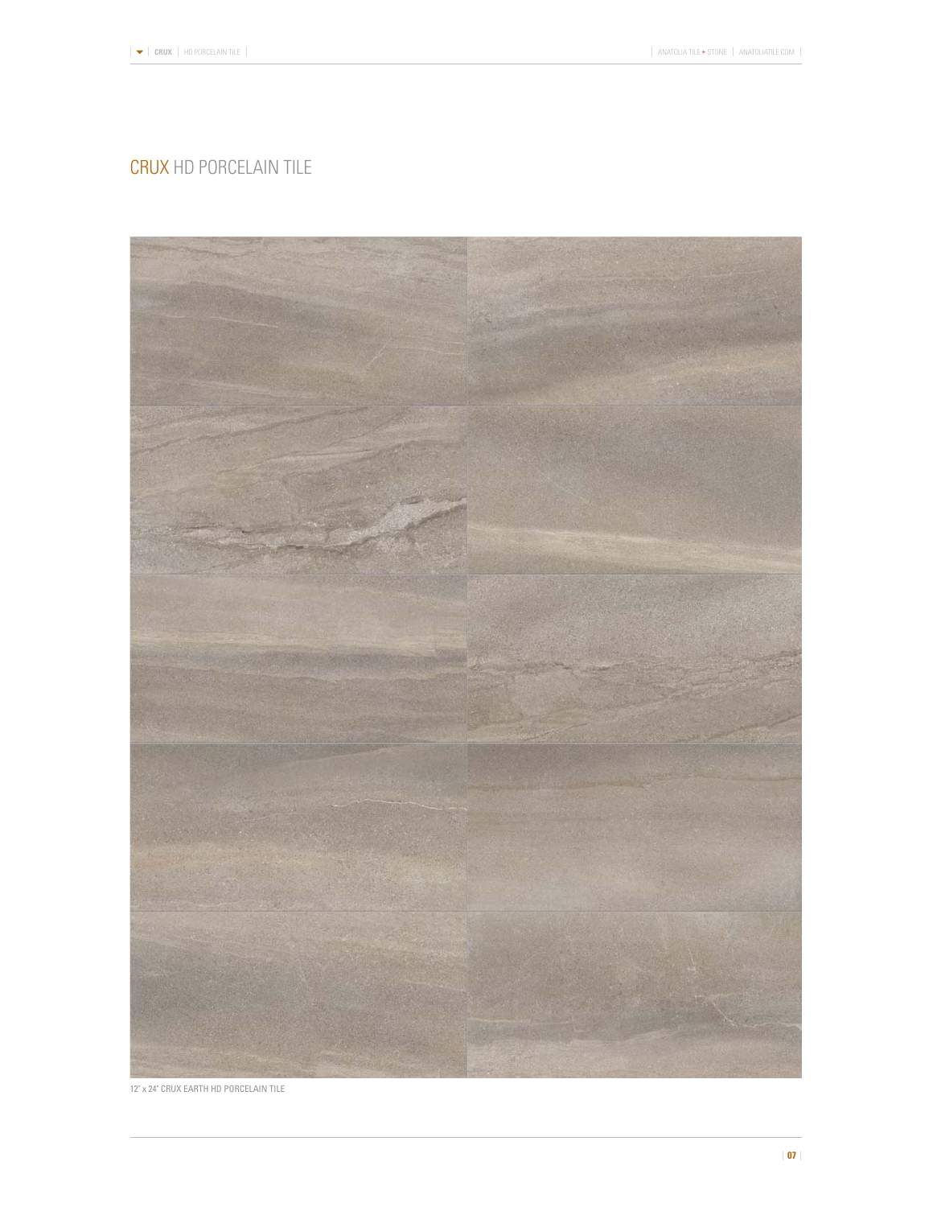# CRUX HD PORCELAIN TILE

12" x 24" CRUX EARTH HD PORCELAIN TILE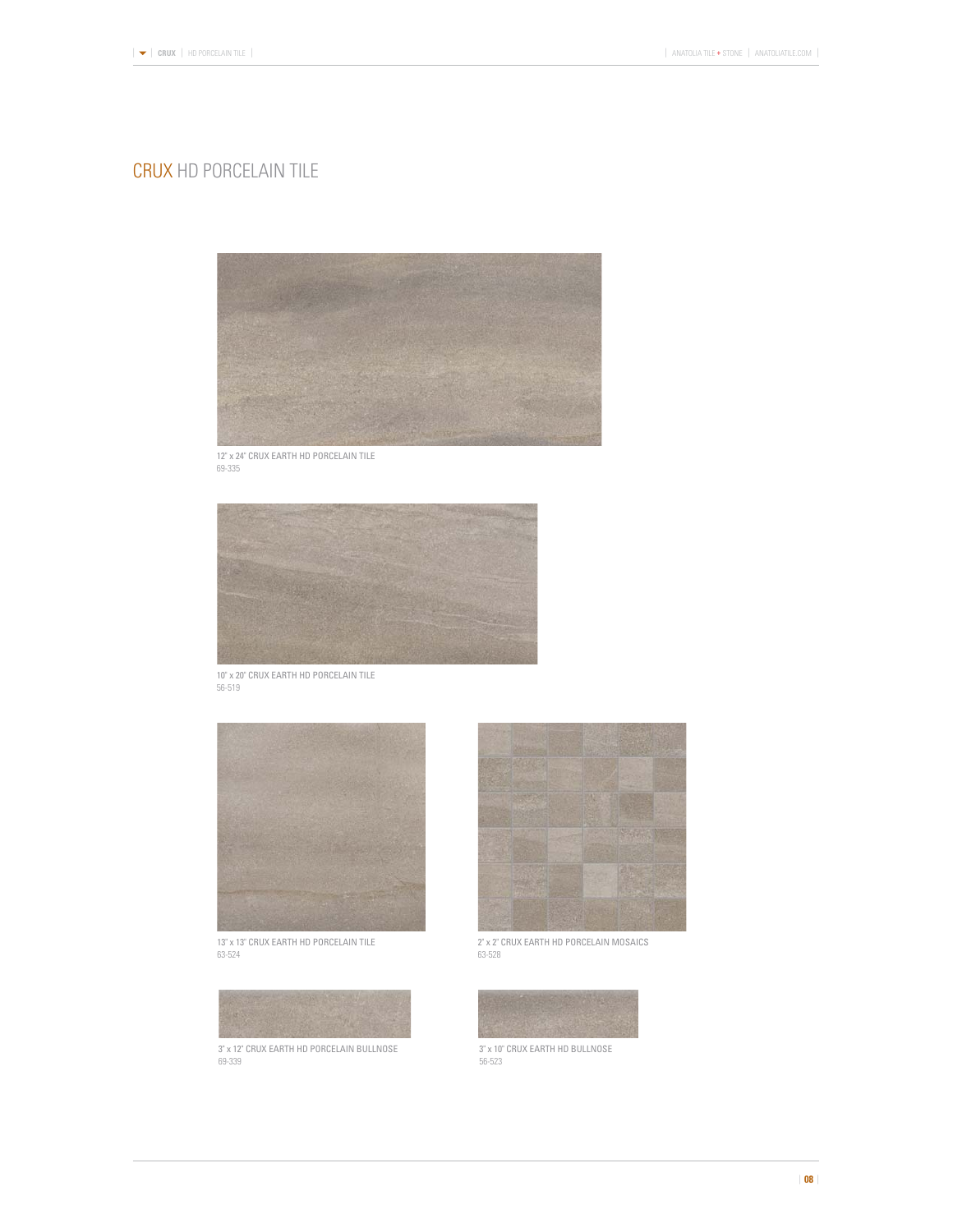# CRUX HD PORCELAIN TILE

12" x 24" CRUX EARTH HD PORCELAIN TILE
69-335

10" x 20" CRUX EARTH HD PORCELAIN TILE
56-519

13" x 13" CRUX EARTH HD PORCELAIN TILE
63-524

2" x 2" CRUX EARTH HD PORCELAIN MOSAICS
63-528

3" x 12" CRUX EARTH HD PORCELAIN BULLNOSE
69-339

3" x 10" CRUX EARTH HD BULLNOSE
56-523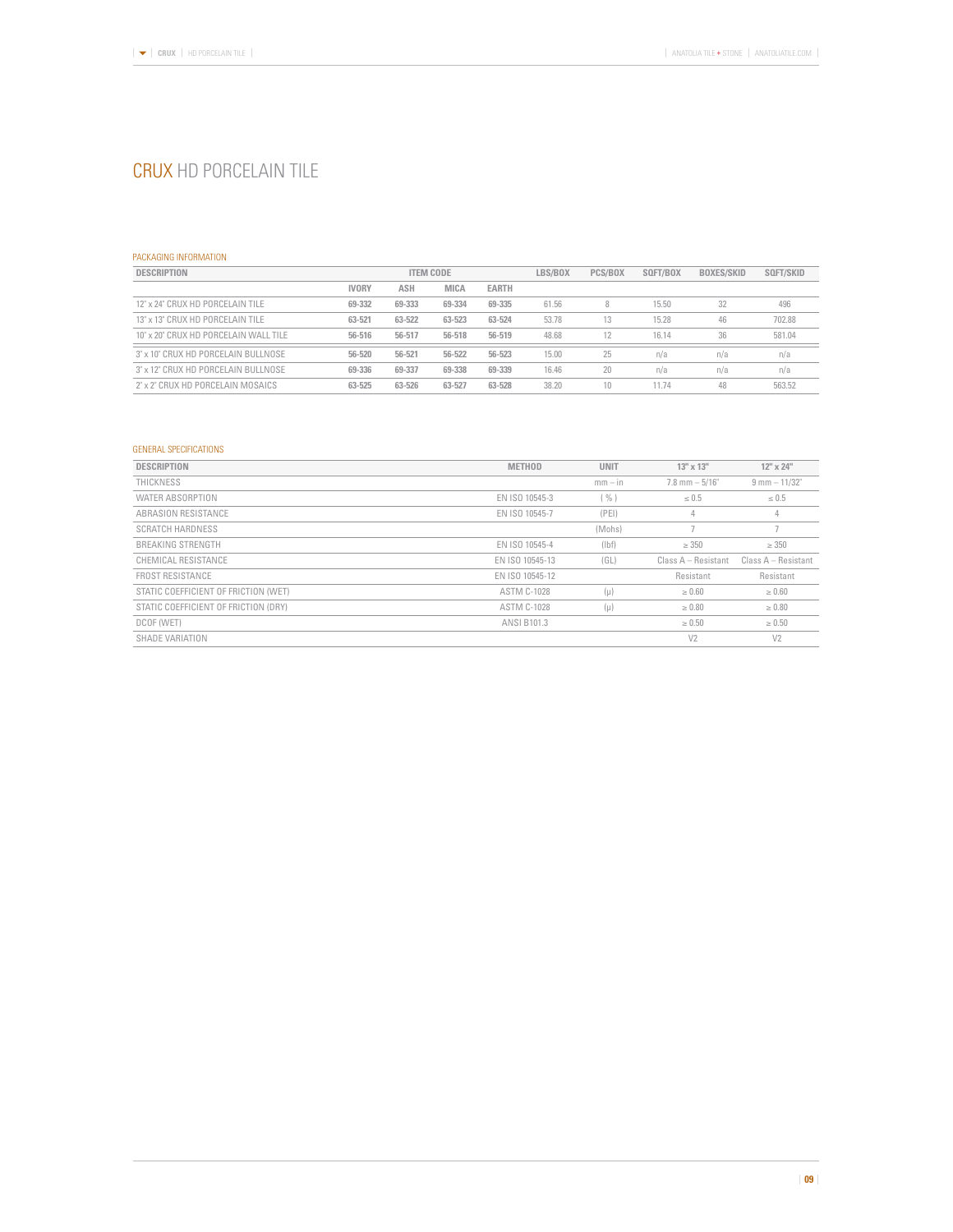# CRUX HD PORCELAIN TILE

PACKAGING INFORMATION

| DESCRIPTION | ITEM CODE | | | | LBS/BOX | PCS/BOX | SQFT/BOX | BOXES/SKID | SQFT/SKID |
|---|---|---|---|---|---|---|---|---|---|
| | IVORY | ASH | MICA | EARTH | | | | | |
| 12" x 24" CRUX HD PORCELAIN TILE | 69-332 | 69-333 | 69-334 | 69-335 | 61.56 | 8 | 15.50 | 32 | 496 |
| 13" x 13" CRUX HD PORCELAIN TILE | 63-521 | 63-522 | 63-523 | 63-524 | 53.78 | 13 | 15.28 | 46 | 702.88 |
| 10" x 20" CRUX HD PORCELAIN WALL TILE | 56-516 | 56-517 | 56-518 | 56-519 | 48.68 | 12 | 16.14 | 36 | 581.04 |
| 3" x 10" CRUX HD PORCELAIN BULLNOSE | 56-520 | 56-521 | 56-522 | 56-523 | 15.00 | 25 | n/a | n/a | n/a |
| 3" x 12" CRUX HD PORCELAIN BULLNOSE | 69-336 | 69-337 | 69-338 | 69-339 | 16.46 | 20 | n/a | n/a | n/a |
| 2" x 2" CRUX HD PORCELAIN MOSAICS | 63-525 | 63-526 | 63-527 | 63-528 | 38.20 | 10 | 11.74 | 48 | 563.52 |

GENERAL SPECIFICATIONS

| DESCRIPTION | METHOD | UNIT | 13" x 13" | 12" x 24" |
|---|---|---|---|---|
| THICKNESS | | mm – in | 7.8 mm – 5/16" | 9 mm – 11/32" |
| WATER ABSORPTION | EN ISO 10545-3 | ( % ) | ≤ 0.5 | ≤ 0.5 |
| ABRASION RESISTANCE | EN ISO 10545-7 | (PEI) | 4 | 4 |
| SCRATCH HARDNESS | | (Mohs) | 7 | 7 |
| BREAKING STRENGTH | EN ISO 10545-4 | (lbf) | ≥ 350 | ≥ 350 |
| CHEMICAL RESISTANCE | EN ISO 10545-13 | (GL) | Class A – Resistant | Class A – Resistant |
| FROST RESISTANCE | EN ISO 10545-12 | | Resistant | Resistant |
| STATIC COEFFICIENT OF FRICTION (WET) | ASTM C-1028 | (μ) | ≥ 0.60 | ≥ 0.60 |
| STATIC COEFFICIENT OF FRICTION (DRY) | ASTM C-1028 | (μ) | ≥ 0.80 | ≥ 0.80 |
| DCOF (WET) | ANSI B101.3 | | ≥ 0.50 | ≥ 0.50 |
| SHADE VARIATION | | | V2 | V2 |